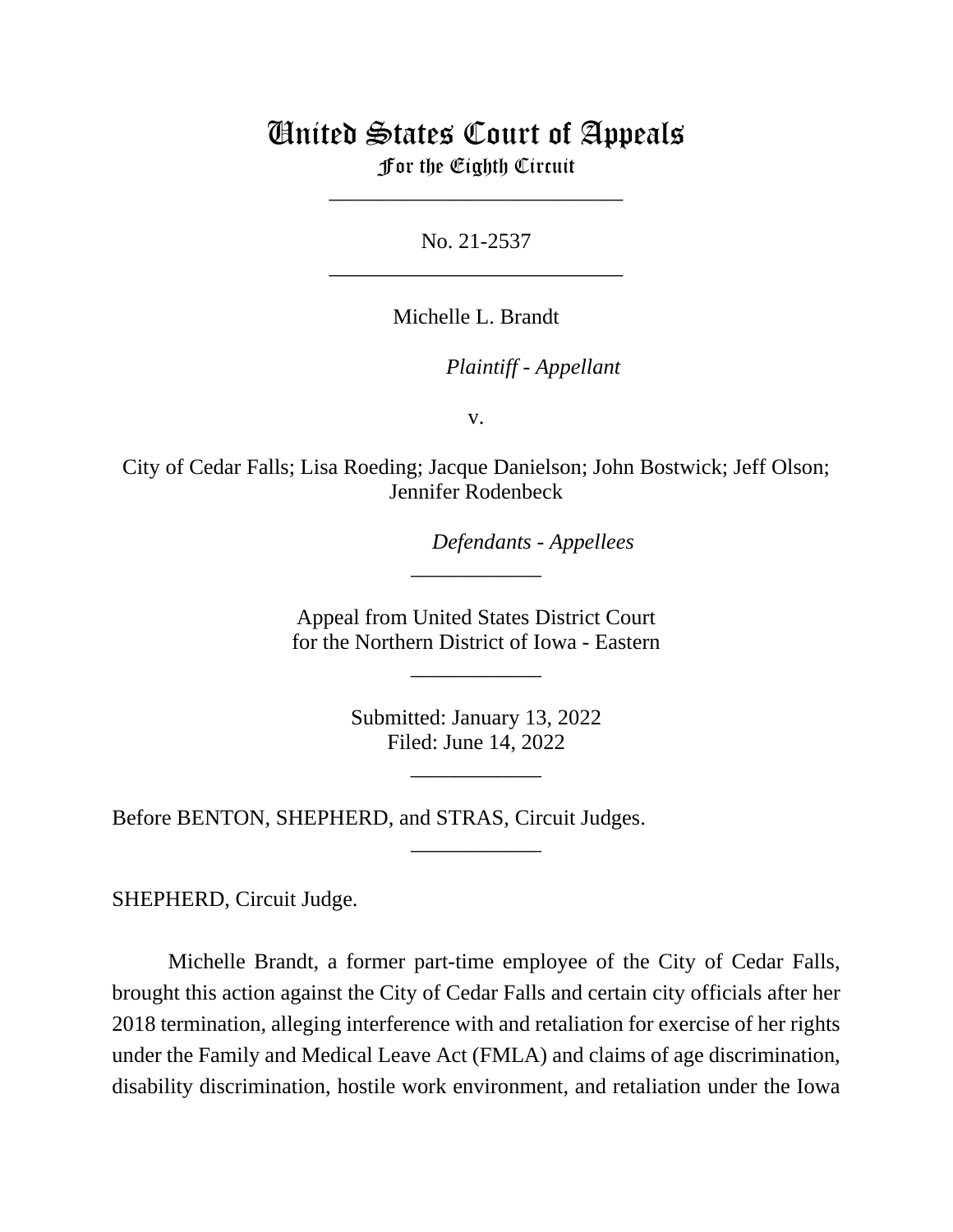# United States Court of Appeals
## For the Eighth Circuit

---

No. 21-2537

---

Michelle L. Brandt

*Plaintiff - Appellant*

v.

City of Cedar Falls; Lisa Roeding; Jacque Danielson; John Bostwick; Jeff Olson; Jennifer Rodenbeck

*Defendants - Appellees*

---

Appeal from United States District Court for the Northern District of Iowa - Eastern

---

Submitted: January 13, 2022
Filed: June 14, 2022

---

Before BENTON, SHEPHERD, and STRAS, Circuit Judges.

---

SHEPHERD, Circuit Judge.

Michelle Brandt, a former part-time employee of the City of Cedar Falls, brought this action against the City of Cedar Falls and certain city officials after her 2018 termination, alleging interference with and retaliation for exercise of her rights under the Family and Medical Leave Act (FMLA) and claims of age discrimination, disability discrimination, hostile work environment, and retaliation under the Iowa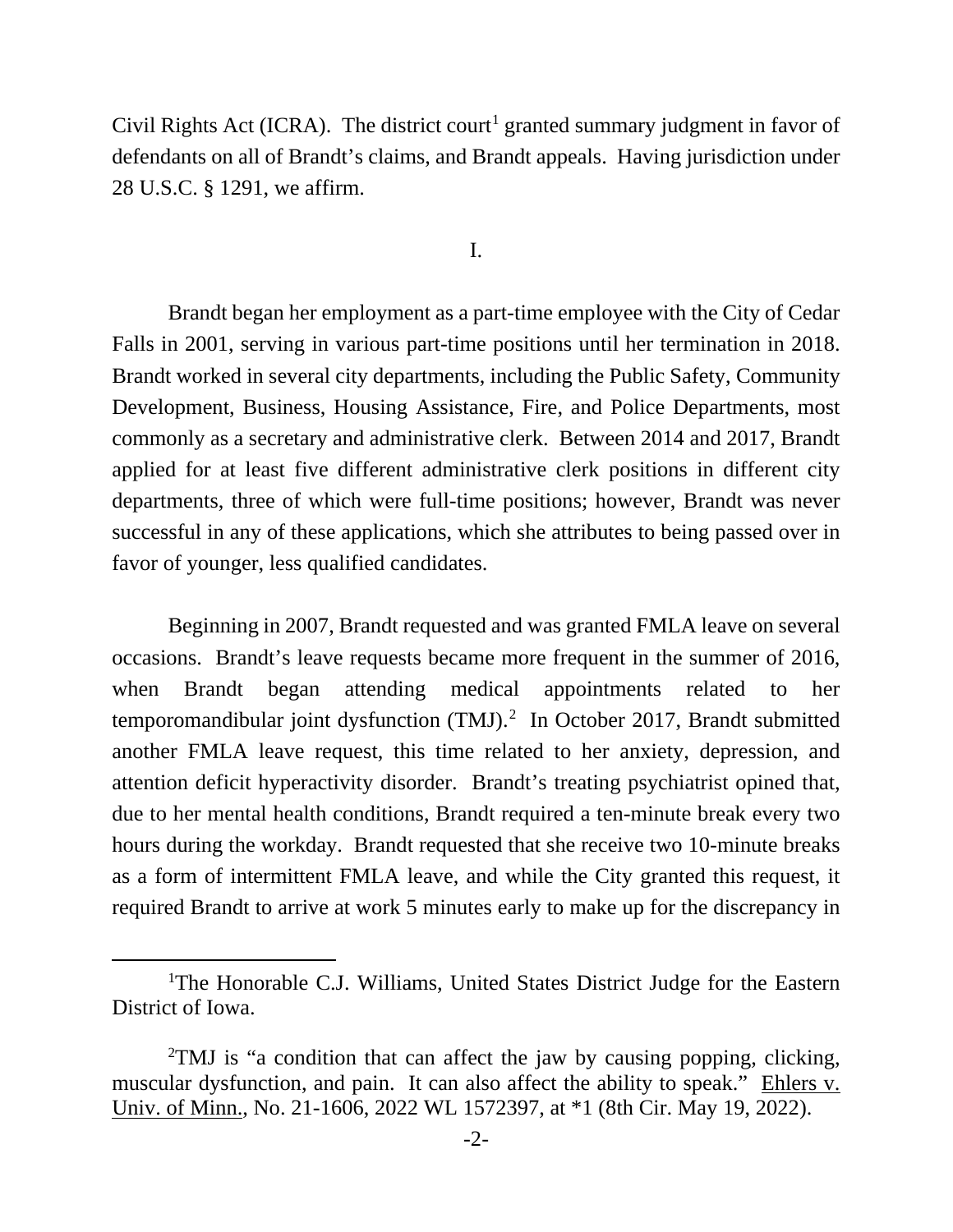Civil Rights Act (ICRA). The district court[1] granted summary judgment in favor of defendants on all of Brandt's claims, and Brandt appeals. Having jurisdiction under 28 U.S.C. § 1291, we affirm.

I.

Brandt began her employment as a part-time employee with the City of Cedar Falls in 2001, serving in various part-time positions until her termination in 2018. Brandt worked in several city departments, including the Public Safety, Community Development, Business, Housing Assistance, Fire, and Police Departments, most commonly as a secretary and administrative clerk. Between 2014 and 2017, Brandt applied for at least five different administrative clerk positions in different city departments, three of which were full-time positions; however, Brandt was never successful in any of these applications, which she attributes to being passed over in favor of younger, less qualified candidates.

Beginning in 2007, Brandt requested and was granted FMLA leave on several occasions. Brandt's leave requests became more frequent in the summer of 2016, when Brandt began attending medical appointments related to her temporomandibular joint dysfunction (TMJ).[2] In October 2017, Brandt submitted another FMLA leave request, this time related to her anxiety, depression, and attention deficit hyperactivity disorder. Brandt's treating psychiatrist opined that, due to her mental health conditions, Brandt required a ten-minute break every two hours during the workday. Brandt requested that she receive two 10-minute breaks as a form of intermittent FMLA leave, and while the City granted this request, it required Brandt to arrive at work 5 minutes early to make up for the discrepancy in

---

[1]The Honorable C.J. Williams, United States District Judge for the Eastern District of Iowa.

[2]TMJ is "a condition that can affect the jaw by causing popping, clicking, muscular dysfunction, and pain. It can also affect the ability to speak." Ehlers v. Univ. of Minn., No. 21-1606, 2022 WL 1572397, at *1 (8th Cir. May 19, 2022).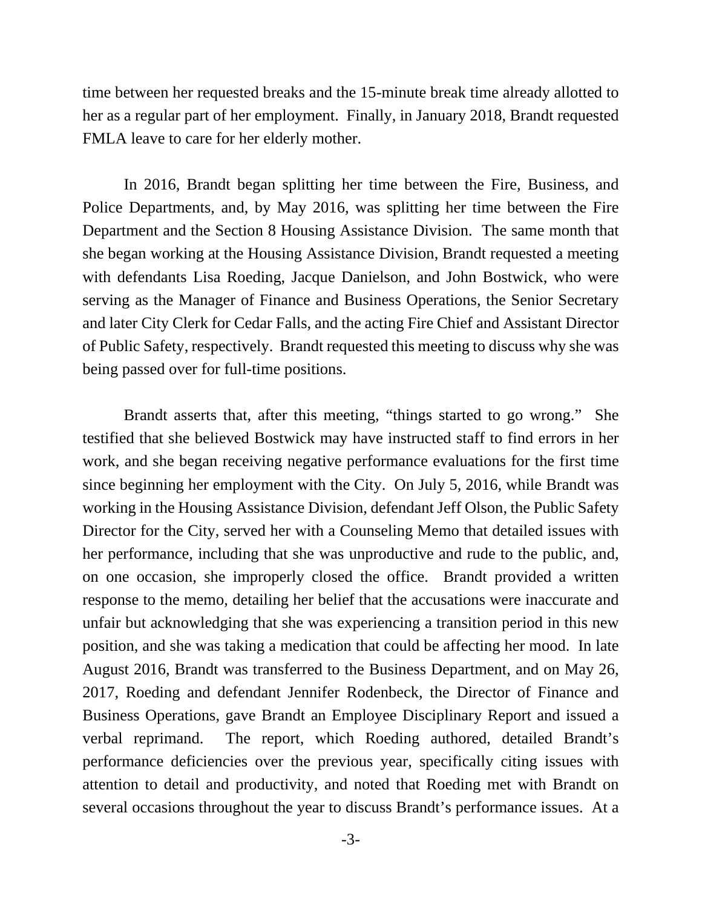time between her requested breaks and the 15-minute break time already allotted to her as a regular part of her employment. Finally, in January 2018, Brandt requested FMLA leave to care for her elderly mother.

In 2016, Brandt began splitting her time between the Fire, Business, and Police Departments, and, by May 2016, was splitting her time between the Fire Department and the Section 8 Housing Assistance Division. The same month that she began working at the Housing Assistance Division, Brandt requested a meeting with defendants Lisa Roeding, Jacque Danielson, and John Bostwick, who were serving as the Manager of Finance and Business Operations, the Senior Secretary and later City Clerk for Cedar Falls, and the acting Fire Chief and Assistant Director of Public Safety, respectively. Brandt requested this meeting to discuss why she was being passed over for full-time positions.

Brandt asserts that, after this meeting, "things started to go wrong." She testified that she believed Bostwick may have instructed staff to find errors in her work, and she began receiving negative performance evaluations for the first time since beginning her employment with the City. On July 5, 2016, while Brandt was working in the Housing Assistance Division, defendant Jeff Olson, the Public Safety Director for the City, served her with a Counseling Memo that detailed issues with her performance, including that she was unproductive and rude to the public, and, on one occasion, she improperly closed the office. Brandt provided a written response to the memo, detailing her belief that the accusations were inaccurate and unfair but acknowledging that she was experiencing a transition period in this new position, and she was taking a medication that could be affecting her mood. In late August 2016, Brandt was transferred to the Business Department, and on May 26, 2017, Roeding and defendant Jennifer Rodenbeck, the Director of Finance and Business Operations, gave Brandt an Employee Disciplinary Report and issued a verbal reprimand. The report, which Roeding authored, detailed Brandt's performance deficiencies over the previous year, specifically citing issues with attention to detail and productivity, and noted that Roeding met with Brandt on several occasions throughout the year to discuss Brandt's performance issues. At a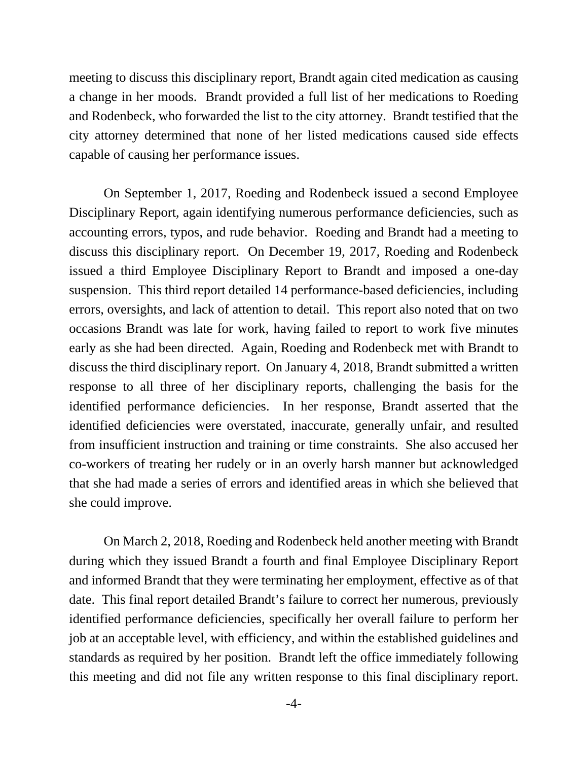meeting to discuss this disciplinary report, Brandt again cited medication as causing a change in her moods. Brandt provided a full list of her medications to Roeding and Rodenbeck, who forwarded the list to the city attorney. Brandt testified that the city attorney determined that none of her listed medications caused side effects capable of causing her performance issues.

On September 1, 2017, Roeding and Rodenbeck issued a second Employee Disciplinary Report, again identifying numerous performance deficiencies, such as accounting errors, typos, and rude behavior. Roeding and Brandt had a meeting to discuss this disciplinary report. On December 19, 2017, Roeding and Rodenbeck issued a third Employee Disciplinary Report to Brandt and imposed a one-day suspension. This third report detailed 14 performance-based deficiencies, including errors, oversights, and lack of attention to detail. This report also noted that on two occasions Brandt was late for work, having failed to report to work five minutes early as she had been directed. Again, Roeding and Rodenbeck met with Brandt to discuss the third disciplinary report. On January 4, 2018, Brandt submitted a written response to all three of her disciplinary reports, challenging the basis for the identified performance deficiencies. In her response, Brandt asserted that the identified deficiencies were overstated, inaccurate, generally unfair, and resulted from insufficient instruction and training or time constraints. She also accused her co-workers of treating her rudely or in an overly harsh manner but acknowledged that she had made a series of errors and identified areas in which she believed that she could improve.

On March 2, 2018, Roeding and Rodenbeck held another meeting with Brandt during which they issued Brandt a fourth and final Employee Disciplinary Report and informed Brandt that they were terminating her employment, effective as of that date. This final report detailed Brandt's failure to correct her numerous, previously identified performance deficiencies, specifically her overall failure to perform her job at an acceptable level, with efficiency, and within the established guidelines and standards as required by her position. Brandt left the office immediately following this meeting and did not file any written response to this final disciplinary report.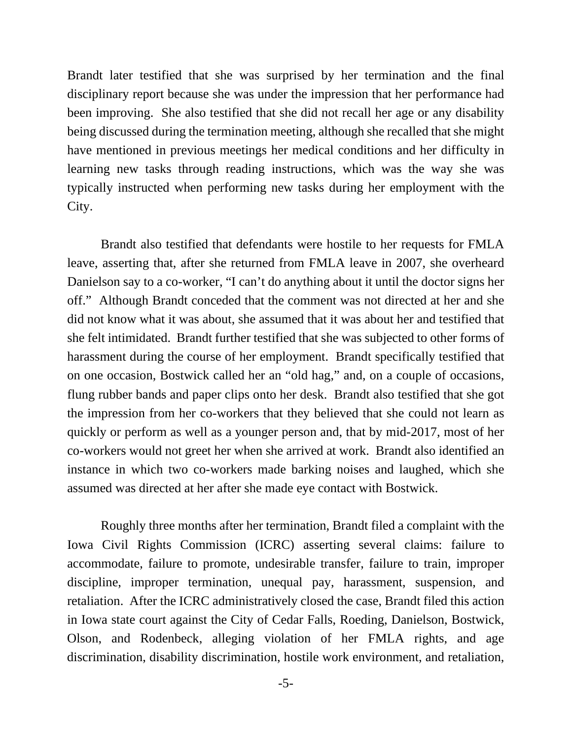Brandt later testified that she was surprised by her termination and the final disciplinary report because she was under the impression that her performance had been improving. She also testified that she did not recall her age or any disability being discussed during the termination meeting, although she recalled that she might have mentioned in previous meetings her medical conditions and her difficulty in learning new tasks through reading instructions, which was the way she was typically instructed when performing new tasks during her employment with the City.

Brandt also testified that defendants were hostile to her requests for FMLA leave, asserting that, after she returned from FMLA leave in 2007, she overheard Danielson say to a co-worker, "I can't do anything about it until the doctor signs her off." Although Brandt conceded that the comment was not directed at her and she did not know what it was about, she assumed that it was about her and testified that she felt intimidated. Brandt further testified that she was subjected to other forms of harassment during the course of her employment. Brandt specifically testified that on one occasion, Bostwick called her an "old hag," and, on a couple of occasions, flung rubber bands and paper clips onto her desk. Brandt also testified that she got the impression from her co-workers that they believed that she could not learn as quickly or perform as well as a younger person and, that by mid-2017, most of her co-workers would not greet her when she arrived at work. Brandt also identified an instance in which two co-workers made barking noises and laughed, which she assumed was directed at her after she made eye contact with Bostwick.

Roughly three months after her termination, Brandt filed a complaint with the Iowa Civil Rights Commission (ICRC) asserting several claims: failure to accommodate, failure to promote, undesirable transfer, failure to train, improper discipline, improper termination, unequal pay, harassment, suspension, and retaliation. After the ICRC administratively closed the case, Brandt filed this action in Iowa state court against the City of Cedar Falls, Roeding, Danielson, Bostwick, Olson, and Rodenbeck, alleging violation of her FMLA rights, and age discrimination, disability discrimination, hostile work environment, and retaliation,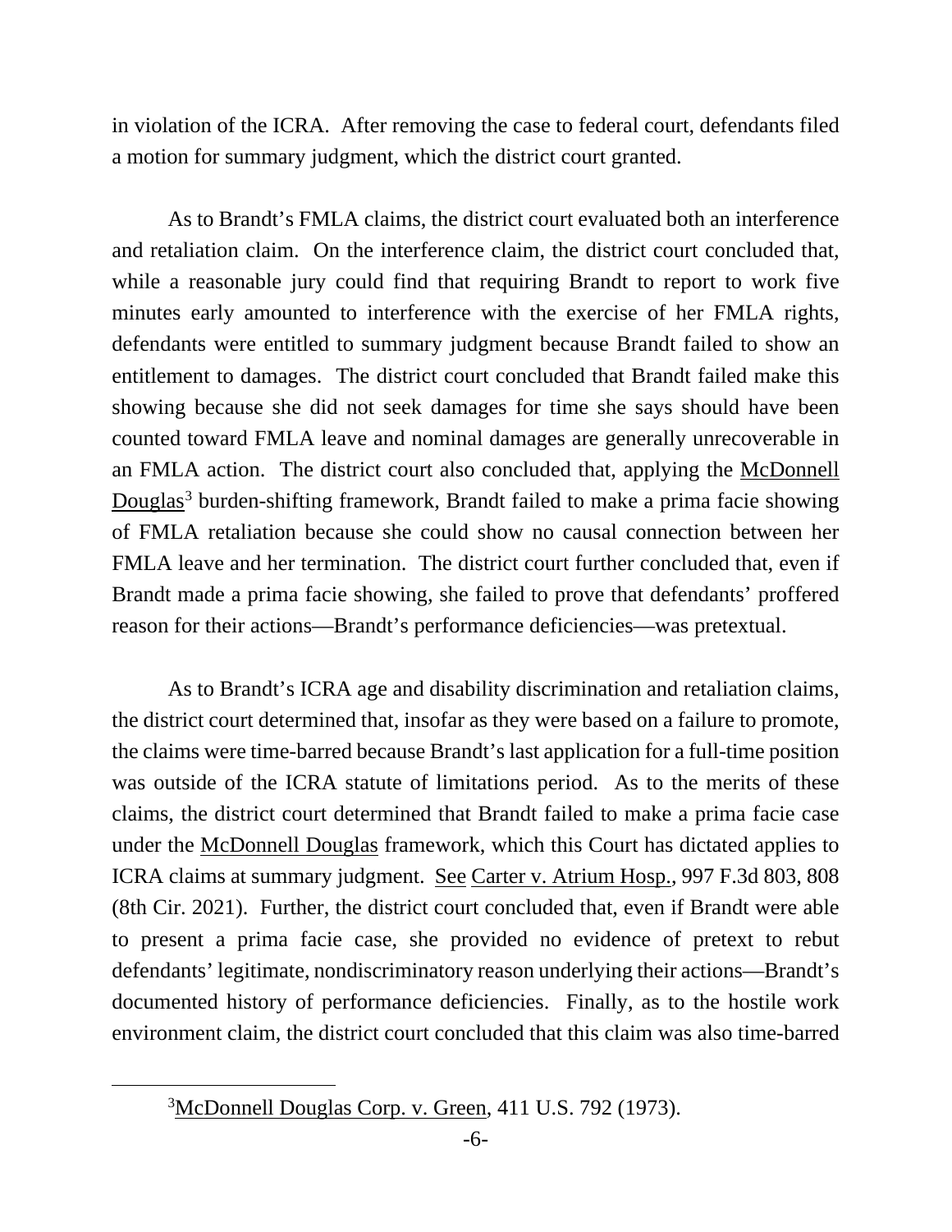in violation of the ICRA. After removing the case to federal court, defendants filed a motion for summary judgment, which the district court granted.

As to Brandt's FMLA claims, the district court evaluated both an interference and retaliation claim. On the interference claim, the district court concluded that, while a reasonable jury could find that requiring Brandt to report to work five minutes early amounted to interference with the exercise of her FMLA rights, defendants were entitled to summary judgment because Brandt failed to show an entitlement to damages. The district court concluded that Brandt failed make this showing because she did not seek damages for time she says should have been counted toward FMLA leave and nominal damages are generally unrecoverable in an FMLA action. The district court also concluded that, applying the McDonnell Douglas[3] burden-shifting framework, Brandt failed to make a prima facie showing of FMLA retaliation because she could show no causal connection between her FMLA leave and her termination. The district court further concluded that, even if Brandt made a prima facie showing, she failed to prove that defendants' proffered reason for their actions—Brandt's performance deficiencies—was pretextual.

As to Brandt's ICRA age and disability discrimination and retaliation claims, the district court determined that, insofar as they were based on a failure to promote, the claims were time-barred because Brandt's last application for a full-time position was outside of the ICRA statute of limitations period. As to the merits of these claims, the district court determined that Brandt failed to make a prima facie case under the McDonnell Douglas framework, which this Court has dictated applies to ICRA claims at summary judgment. See Carter v. Atrium Hosp., 997 F.3d 803, 808 (8th Cir. 2021). Further, the district court concluded that, even if Brandt were able to present a prima facie case, she provided no evidence of pretext to rebut defendants' legitimate, nondiscriminatory reason underlying their actions—Brandt's documented history of performance deficiencies. Finally, as to the hostile work environment claim, the district court concluded that this claim was also time-barred

[3] McDonnell Douglas Corp. v. Green, 411 U.S. 792 (1973).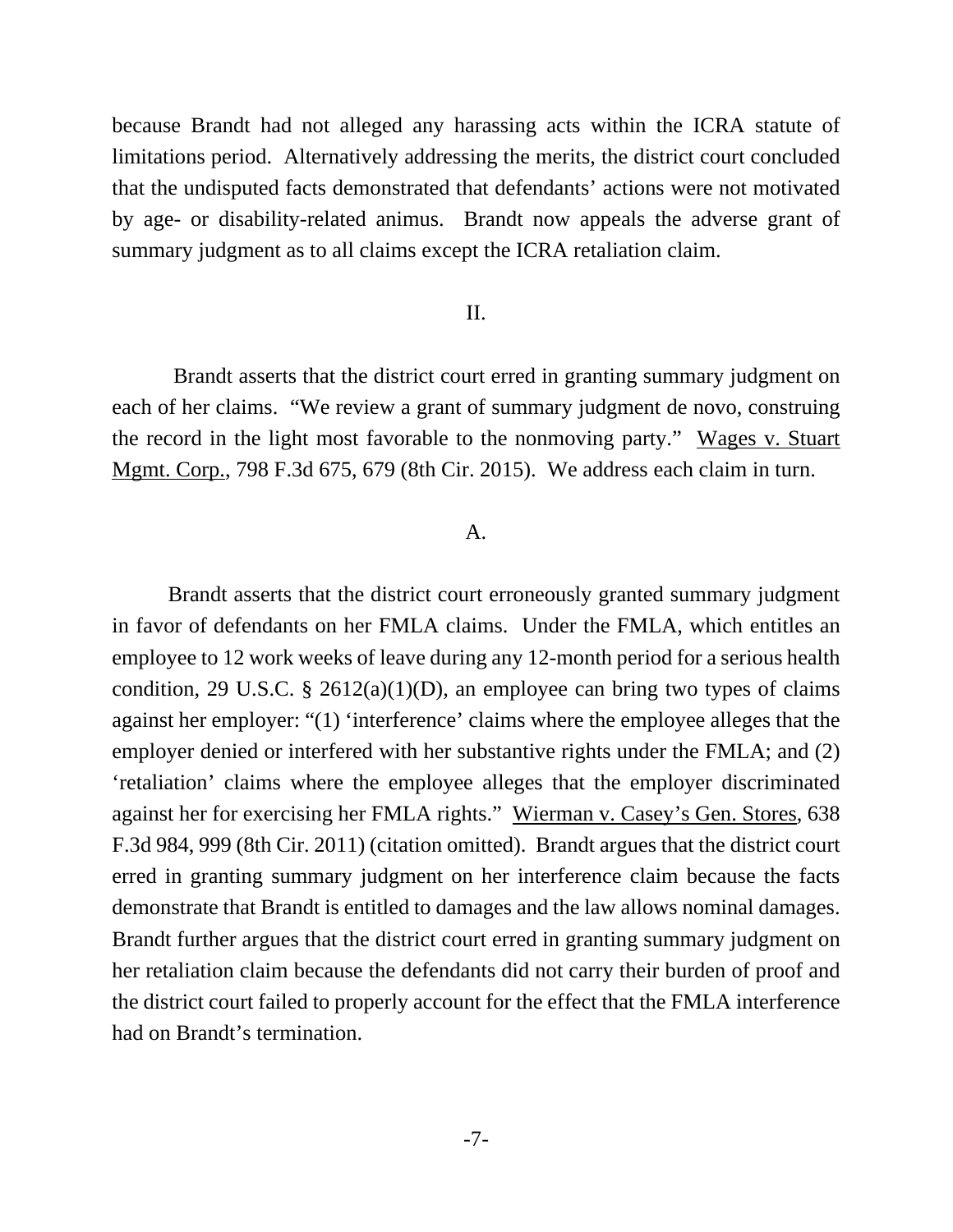because Brandt had not alleged any harassing acts within the ICRA statute of limitations period. Alternatively addressing the merits, the district court concluded that the undisputed facts demonstrated that defendants' actions were not motivated by age- or disability-related animus. Brandt now appeals the adverse grant of summary judgment as to all claims except the ICRA retaliation claim.

## II.

Brandt asserts that the district court erred in granting summary judgment on each of her claims. "We review a grant of summary judgment de novo, construing the record in the light most favorable to the nonmoving party." Wages v. Stuart Mgmt. Corp., 798 F.3d 675, 679 (8th Cir. 2015). We address each claim in turn.

### A.

Brandt asserts that the district court erroneously granted summary judgment in favor of defendants on her FMLA claims. Under the FMLA, which entitles an employee to 12 work weeks of leave during any 12-month period for a serious health condition, 29 U.S.C. § 2612(a)(1)(D), an employee can bring two types of claims against her employer: "(1) 'interference' claims where the employee alleges that the employer denied or interfered with her substantive rights under the FMLA; and (2) 'retaliation' claims where the employee alleges that the employer discriminated against her for exercising her FMLA rights." Wierman v. Casey's Gen. Stores, 638 F.3d 984, 999 (8th Cir. 2011) (citation omitted). Brandt argues that the district court erred in granting summary judgment on her interference claim because the facts demonstrate that Brandt is entitled to damages and the law allows nominal damages. Brandt further argues that the district court erred in granting summary judgment on her retaliation claim because the defendants did not carry their burden of proof and the district court failed to properly account for the effect that the FMLA interference had on Brandt's termination.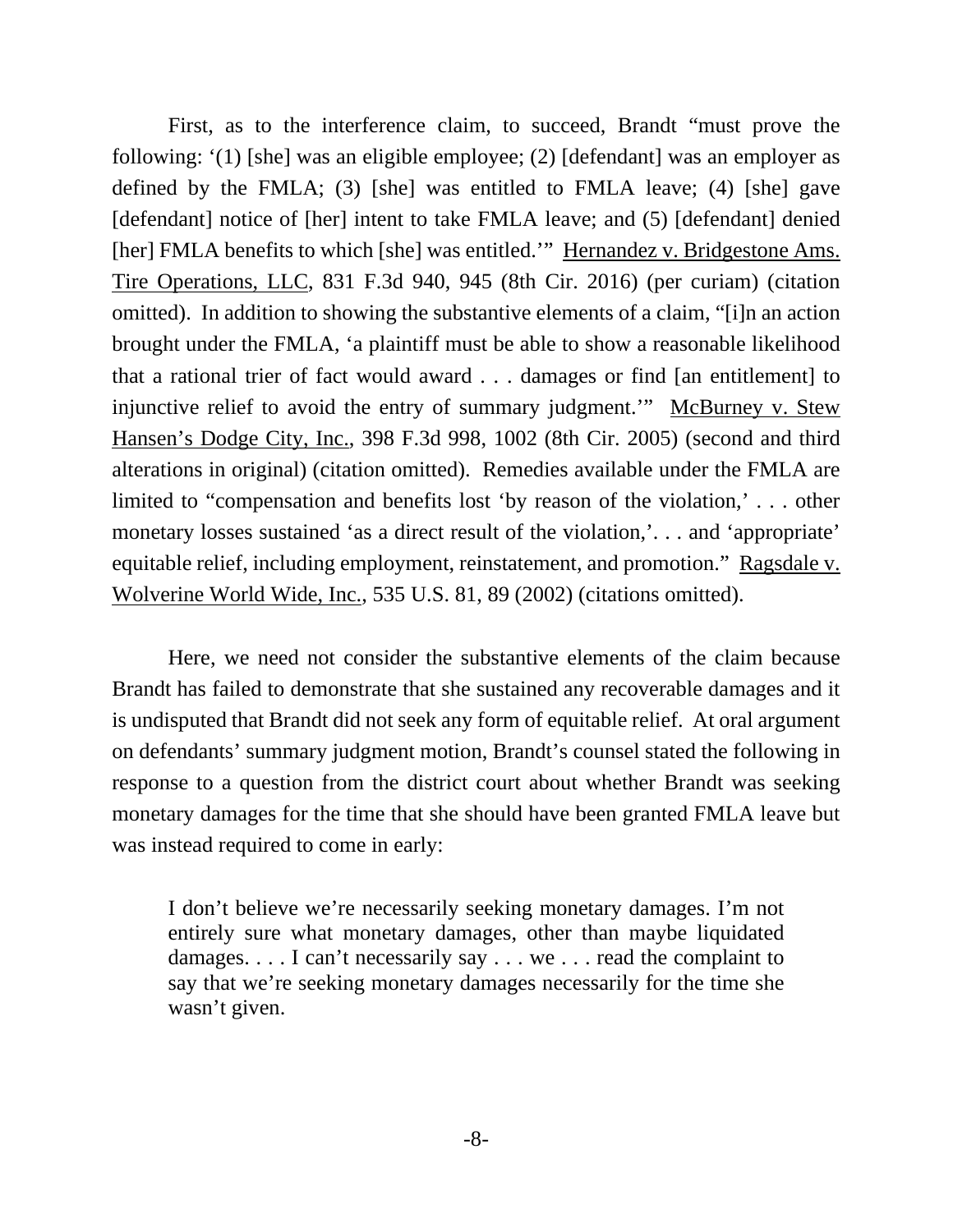First, as to the interference claim, to succeed, Brandt "must prove the following: '(1) [she] was an eligible employee; (2) [defendant] was an employer as defined by the FMLA; (3) [she] was entitled to FMLA leave; (4) [she] gave [defendant] notice of [her] intent to take FMLA leave; and (5) [defendant] denied [her] FMLA benefits to which [she] was entitled.'" Hernandez v. Bridgestone Ams. Tire Operations, LLC, 831 F.3d 940, 945 (8th Cir. 2016) (per curiam) (citation omitted). In addition to showing the substantive elements of a claim, "[i]n an action brought under the FMLA, 'a plaintiff must be able to show a reasonable likelihood that a rational trier of fact would award . . . damages or find [an entitlement] to injunctive relief to avoid the entry of summary judgment.'" McBurney v. Stew Hansen's Dodge City, Inc., 398 F.3d 998, 1002 (8th Cir. 2005) (second and third alterations in original) (citation omitted). Remedies available under the FMLA are limited to "compensation and benefits lost 'by reason of the violation,' . . . other monetary losses sustained 'as a direct result of the violation,'. . . and 'appropriate' equitable relief, including employment, reinstatement, and promotion." Ragsdale v. Wolverine World Wide, Inc., 535 U.S. 81, 89 (2002) (citations omitted).

Here, we need not consider the substantive elements of the claim because Brandt has failed to demonstrate that she sustained any recoverable damages and it is undisputed that Brandt did not seek any form of equitable relief. At oral argument on defendants' summary judgment motion, Brandt's counsel stated the following in response to a question from the district court about whether Brandt was seeking monetary damages for the time that she should have been granted FMLA leave but was instead required to come in early:

> I don't believe we're necessarily seeking monetary damages. I'm not entirely sure what monetary damages, other than maybe liquidated damages. . . . I can't necessarily say . . . we . . . read the complaint to say that we're seeking monetary damages necessarily for the time she wasn't given.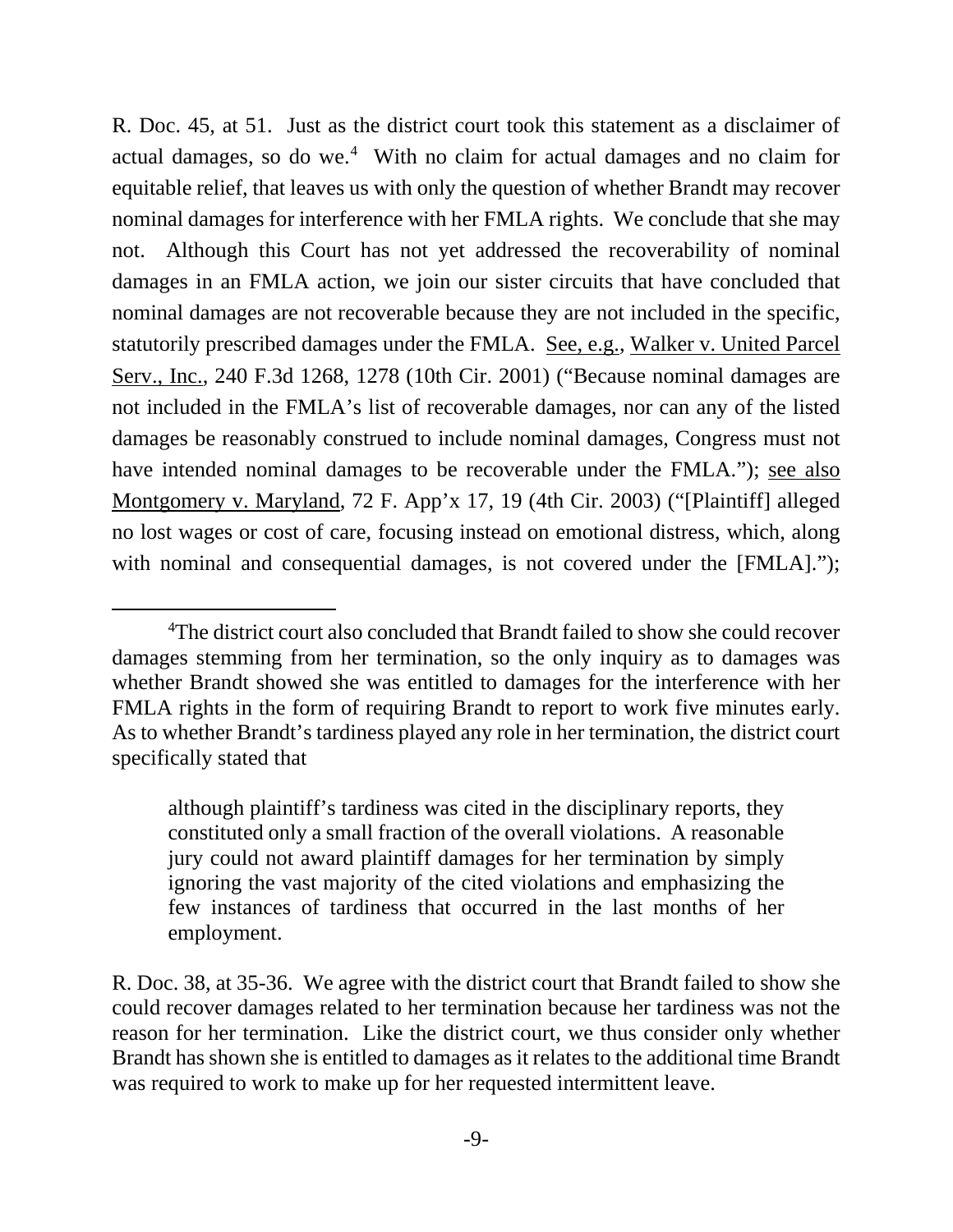R. Doc. 45, at 51. Just as the district court took this statement as a disclaimer of actual damages, so do we.[4] With no claim for actual damages and no claim for equitable relief, that leaves us with only the question of whether Brandt may recover nominal damages for interference with her FMLA rights. We conclude that she may not. Although this Court has not yet addressed the recoverability of nominal damages in an FMLA action, we join our sister circuits that have concluded that nominal damages are not recoverable because they are not included in the specific, statutorily prescribed damages under the FMLA. See, e.g., Walker v. United Parcel Serv., Inc., 240 F.3d 1268, 1278 (10th Cir. 2001) ("Because nominal damages are not included in the FMLA's list of recoverable damages, nor can any of the listed damages be reasonably construed to include nominal damages, Congress must not have intended nominal damages to be recoverable under the FMLA."); see also Montgomery v. Maryland, 72 F. App'x 17, 19 (4th Cir. 2003) ("[Plaintiff] alleged no lost wages or cost of care, focusing instead on emotional distress, which, along with nominal and consequential damages, is not covered under the [FMLA].");

---

[4] The district court also concluded that Brandt failed to show she could recover damages stemming from her termination, so the only inquiry as to damages was whether Brandt showed she was entitled to damages for the interference with her FMLA rights in the form of requiring Brandt to report to work five minutes early. As to whether Brandt's tardiness played any role in her termination, the district court specifically stated that

> although plaintiff's tardiness was cited in the disciplinary reports, they constituted only a small fraction of the overall violations. A reasonable jury could not award plaintiff damages for her termination by simply ignoring the vast majority of the cited violations and emphasizing the few instances of tardiness that occurred in the last months of her employment.

R. Doc. 38, at 35-36. We agree with the district court that Brandt failed to show she could recover damages related to her termination because her tardiness was not the reason for her termination. Like the district court, we thus consider only whether Brandt has shown she is entitled to damages as it relates to the additional time Brandt was required to work to make up for her requested intermittent leave.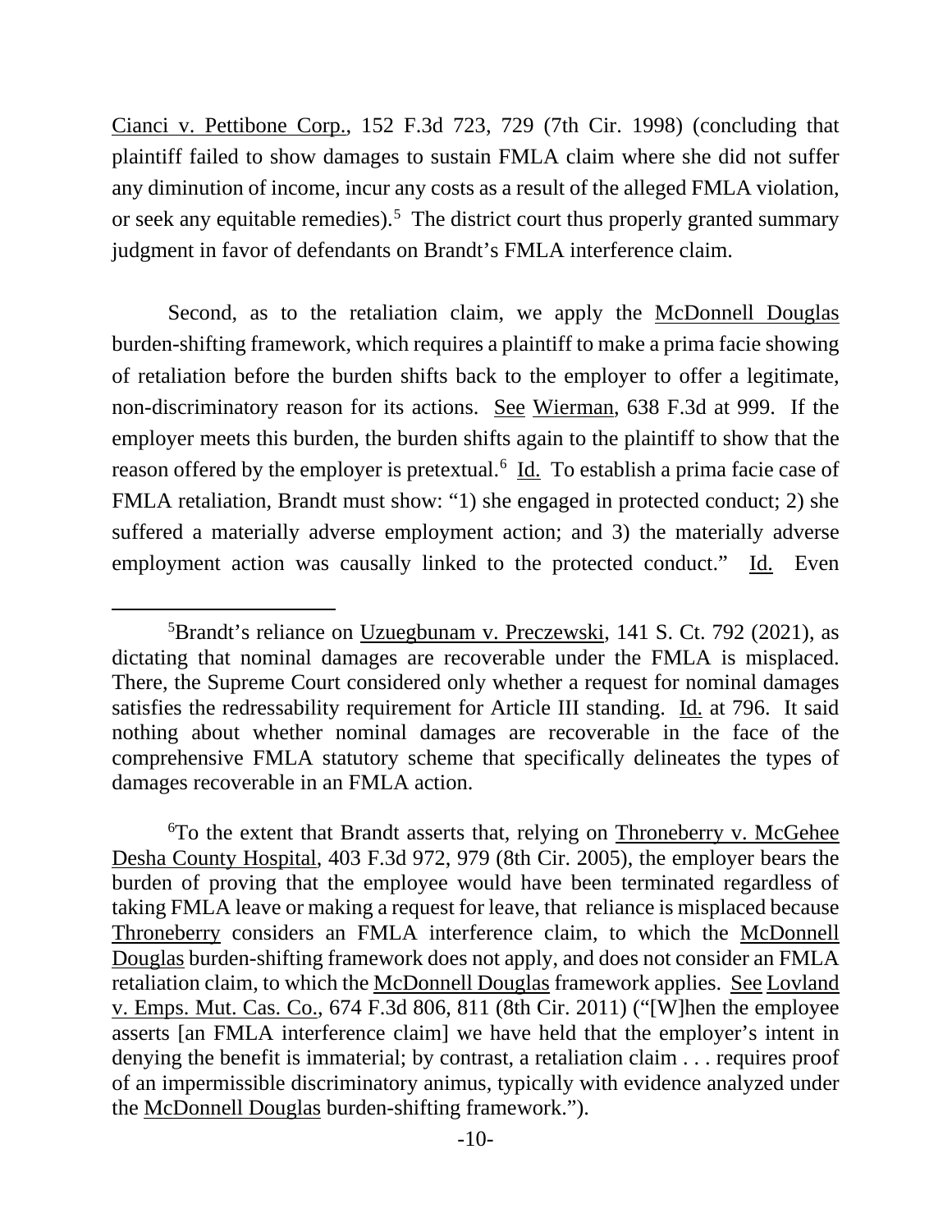Cianci v. Pettibone Corp., 152 F.3d 723, 729 (7th Cir. 1998) (concluding that plaintiff failed to show damages to sustain FMLA claim where she did not suffer any diminution of income, incur any costs as a result of the alleged FMLA violation, or seek any equitable remedies).[5] The district court thus properly granted summary judgment in favor of defendants on Brandt's FMLA interference claim.

Second, as to the retaliation claim, we apply the McDonnell Douglas burden-shifting framework, which requires a plaintiff to make a prima facie showing of retaliation before the burden shifts back to the employer to offer a legitimate, non-discriminatory reason for its actions. See Wierman, 638 F.3d at 999. If the employer meets this burden, the burden shifts again to the plaintiff to show that the reason offered by the employer is pretextual.[6] Id. To establish a prima facie case of FMLA retaliation, Brandt must show: "1) she engaged in protected conduct; 2) she suffered a materially adverse employment action; and 3) the materially adverse employment action was causally linked to the protected conduct." Id. Even

---

[5]Brandt's reliance on Uzuegbunam v. Preczewski, 141 S. Ct. 792 (2021), as dictating that nominal damages are recoverable under the FMLA is misplaced. There, the Supreme Court considered only whether a request for nominal damages satisfies the redressability requirement for Article III standing. Id. at 796. It said nothing about whether nominal damages are recoverable in the face of the comprehensive FMLA statutory scheme that specifically delineates the types of damages recoverable in an FMLA action.

[6]To the extent that Brandt asserts that, relying on Throneberry v. McGehee Desha County Hospital, 403 F.3d 972, 979 (8th Cir. 2005), the employer bears the burden of proving that the employee would have been terminated regardless of taking FMLA leave or making a request for leave, that reliance is misplaced because Throneberry considers an FMLA interference claim, to which the McDonnell Douglas burden-shifting framework does not apply, and does not consider an FMLA retaliation claim, to which the McDonnell Douglas framework applies. See Lovland v. Emps. Mut. Cas. Co., 674 F.3d 806, 811 (8th Cir. 2011) ("[W]hen the employee asserts [an FMLA interference claim] we have held that the employer's intent in denying the benefit is immaterial; by contrast, a retaliation claim . . . requires proof of an impermissible discriminatory animus, typically with evidence analyzed under the McDonnell Douglas burden-shifting framework.").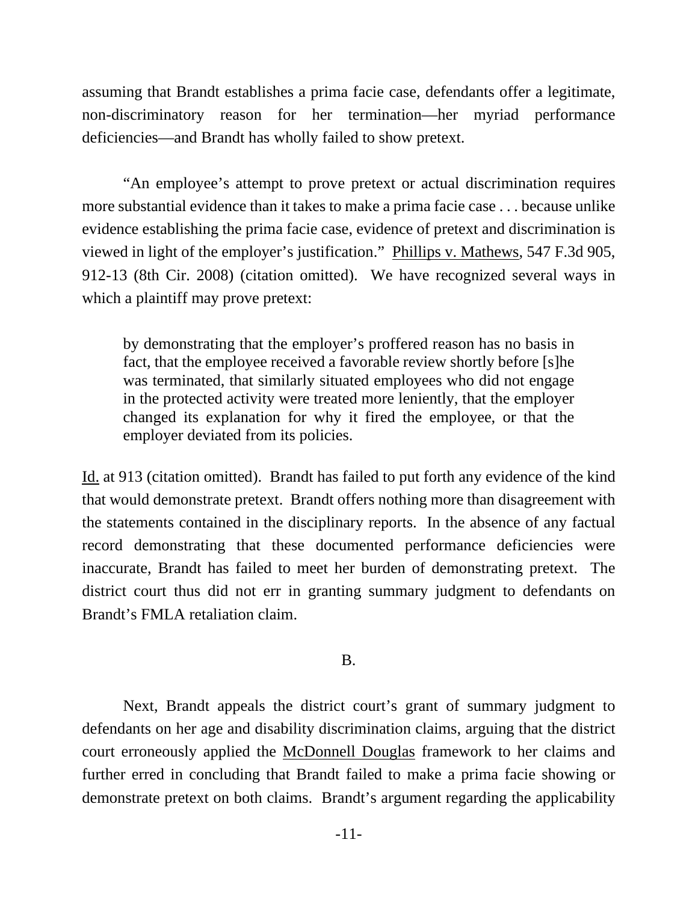assuming that Brandt establishes a prima facie case, defendants offer a legitimate, non-discriminatory reason for her termination—her myriad performance deficiencies—and Brandt has wholly failed to show pretext.

"An employee's attempt to prove pretext or actual discrimination requires more substantial evidence than it takes to make a prima facie case . . . because unlike evidence establishing the prima facie case, evidence of pretext and discrimination is viewed in light of the employer's justification." Phillips v. Mathews, 547 F.3d 905, 912-13 (8th Cir. 2008) (citation omitted). We have recognized several ways in which a plaintiff may prove pretext:

> by demonstrating that the employer's proffered reason has no basis in fact, that the employee received a favorable review shortly before [s]he was terminated, that similarly situated employees who did not engage in the protected activity were treated more leniently, that the employer changed its explanation for why it fired the employee, or that the employer deviated from its policies.

Id. at 913 (citation omitted). Brandt has failed to put forth any evidence of the kind that would demonstrate pretext. Brandt offers nothing more than disagreement with the statements contained in the disciplinary reports. In the absence of any factual record demonstrating that these documented performance deficiencies were inaccurate, Brandt has failed to meet her burden of demonstrating pretext. The district court thus did not err in granting summary judgment to defendants on Brandt's FMLA retaliation claim.

## B.

Next, Brandt appeals the district court's grant of summary judgment to defendants on her age and disability discrimination claims, arguing that the district court erroneously applied the McDonnell Douglas framework to her claims and further erred in concluding that Brandt failed to make a prima facie showing or demonstrate pretext on both claims. Brandt's argument regarding the applicability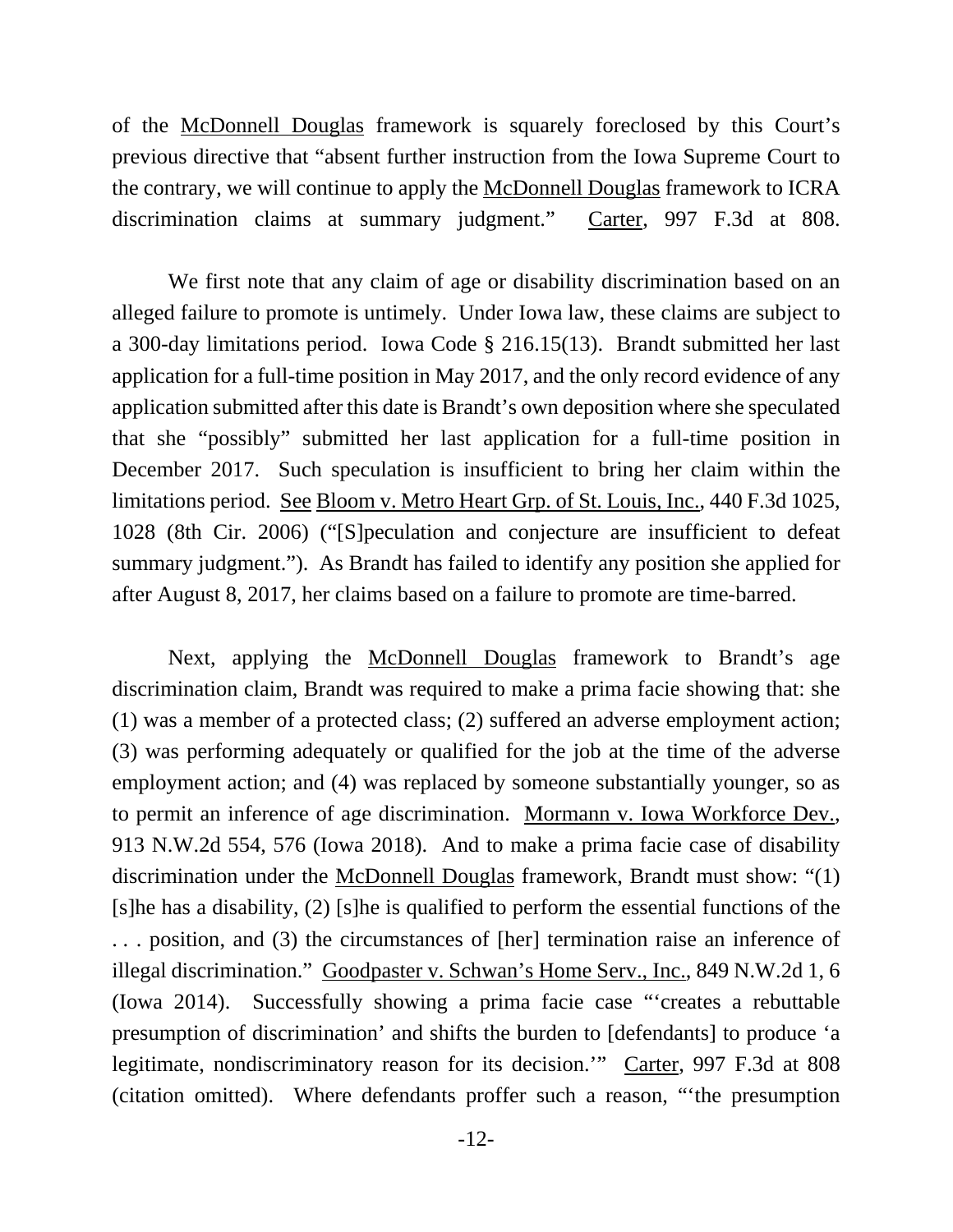of the McDonnell Douglas framework is squarely foreclosed by this Court's previous directive that "absent further instruction from the Iowa Supreme Court to the contrary, we will continue to apply the McDonnell Douglas framework to ICRA discrimination claims at summary judgment." Carter, 997 F.3d at 808.

We first note that any claim of age or disability discrimination based on an alleged failure to promote is untimely. Under Iowa law, these claims are subject to a 300-day limitations period. Iowa Code § 216.15(13). Brandt submitted her last application for a full-time position in May 2017, and the only record evidence of any application submitted after this date is Brandt's own deposition where she speculated that she "possibly" submitted her last application for a full-time position in December 2017. Such speculation is insufficient to bring her claim within the limitations period. See Bloom v. Metro Heart Grp. of St. Louis, Inc., 440 F.3d 1025, 1028 (8th Cir. 2006) ("[S]peculation and conjecture are insufficient to defeat summary judgment."). As Brandt has failed to identify any position she applied for after August 8, 2017, her claims based on a failure to promote are time-barred.

Next, applying the McDonnell Douglas framework to Brandt's age discrimination claim, Brandt was required to make a prima facie showing that: she (1) was a member of a protected class; (2) suffered an adverse employment action; (3) was performing adequately or qualified for the job at the time of the adverse employment action; and (4) was replaced by someone substantially younger, so as to permit an inference of age discrimination. Mormann v. Iowa Workforce Dev., 913 N.W.2d 554, 576 (Iowa 2018). And to make a prima facie case of disability discrimination under the McDonnell Douglas framework, Brandt must show: "(1) [s]he has a disability, (2) [s]he is qualified to perform the essential functions of the . . . position, and (3) the circumstances of [her] termination raise an inference of illegal discrimination." Goodpaster v. Schwan's Home Serv., Inc., 849 N.W.2d 1, 6 (Iowa 2014). Successfully showing a prima facie case "'creates a rebuttable presumption of discrimination' and shifts the burden to [defendants] to produce 'a legitimate, nondiscriminatory reason for its decision.'" Carter, 997 F.3d at 808 (citation omitted). Where defendants proffer such a reason, "'the presumption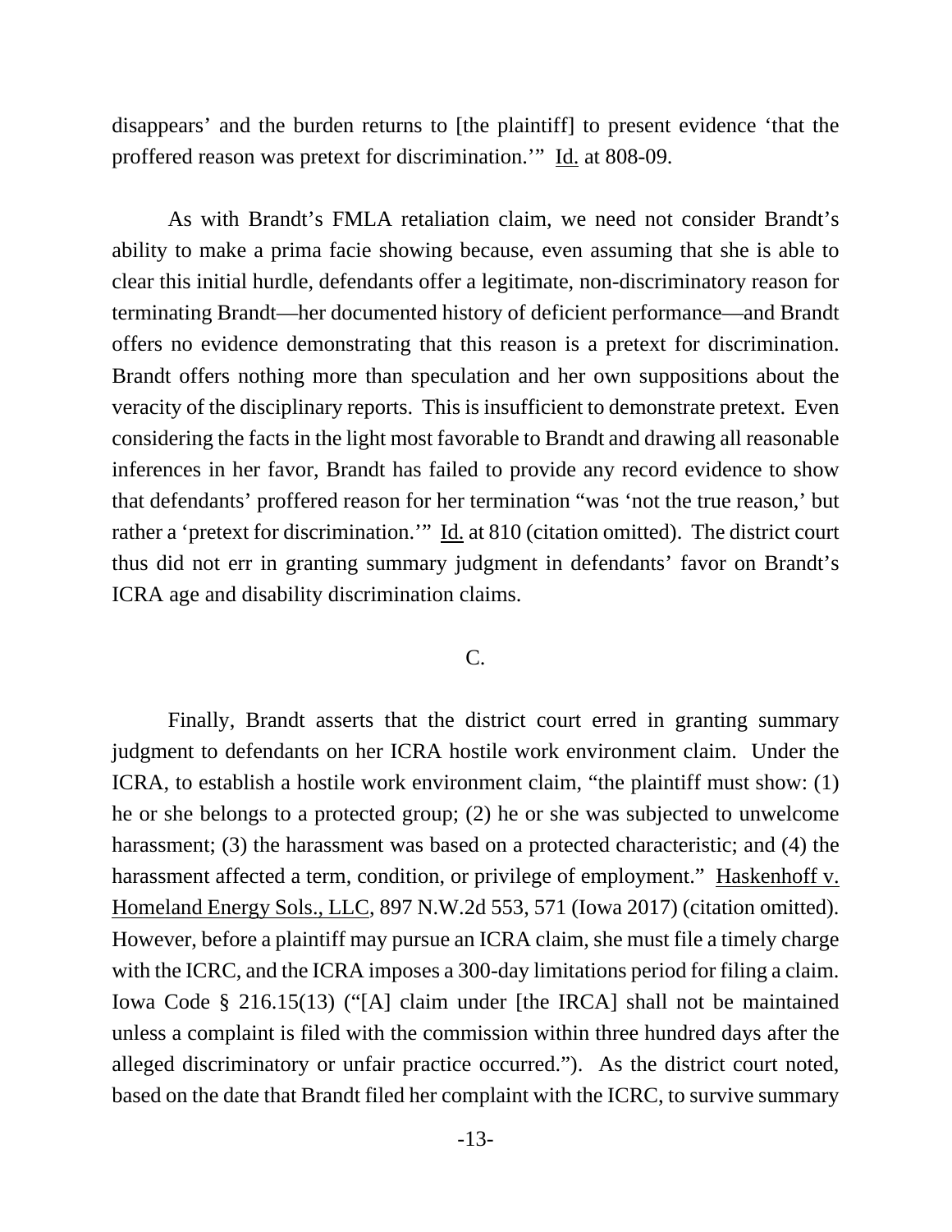disappears' and the burden returns to [the plaintiff] to present evidence 'that the proffered reason was pretext for discrimination.'" Id. at 808-09.

As with Brandt's FMLA retaliation claim, we need not consider Brandt's ability to make a prima facie showing because, even assuming that she is able to clear this initial hurdle, defendants offer a legitimate, non-discriminatory reason for terminating Brandt—her documented history of deficient performance—and Brandt offers no evidence demonstrating that this reason is a pretext for discrimination. Brandt offers nothing more than speculation and her own suppositions about the veracity of the disciplinary reports. This is insufficient to demonstrate pretext. Even considering the facts in the light most favorable to Brandt and drawing all reasonable inferences in her favor, Brandt has failed to provide any record evidence to show that defendants' proffered reason for her termination "was 'not the true reason,' but rather a 'pretext for discrimination.'" Id. at 810 (citation omitted). The district court thus did not err in granting summary judgment in defendants' favor on Brandt's ICRA age and disability discrimination claims.

## C.

Finally, Brandt asserts that the district court erred in granting summary judgment to defendants on her ICRA hostile work environment claim. Under the ICRA, to establish a hostile work environment claim, "the plaintiff must show: (1) he or she belongs to a protected group; (2) he or she was subjected to unwelcome harassment; (3) the harassment was based on a protected characteristic; and (4) the harassment affected a term, condition, or privilege of employment." Haskenhoff v. Homeland Energy Sols., LLC, 897 N.W.2d 553, 571 (Iowa 2017) (citation omitted). However, before a plaintiff may pursue an ICRA claim, she must file a timely charge with the ICRC, and the ICRA imposes a 300-day limitations period for filing a claim. Iowa Code § 216.15(13) ("[A] claim under [the IRCA] shall not be maintained unless a complaint is filed with the commission within three hundred days after the alleged discriminatory or unfair practice occurred."). As the district court noted, based on the date that Brandt filed her complaint with the ICRC, to survive summary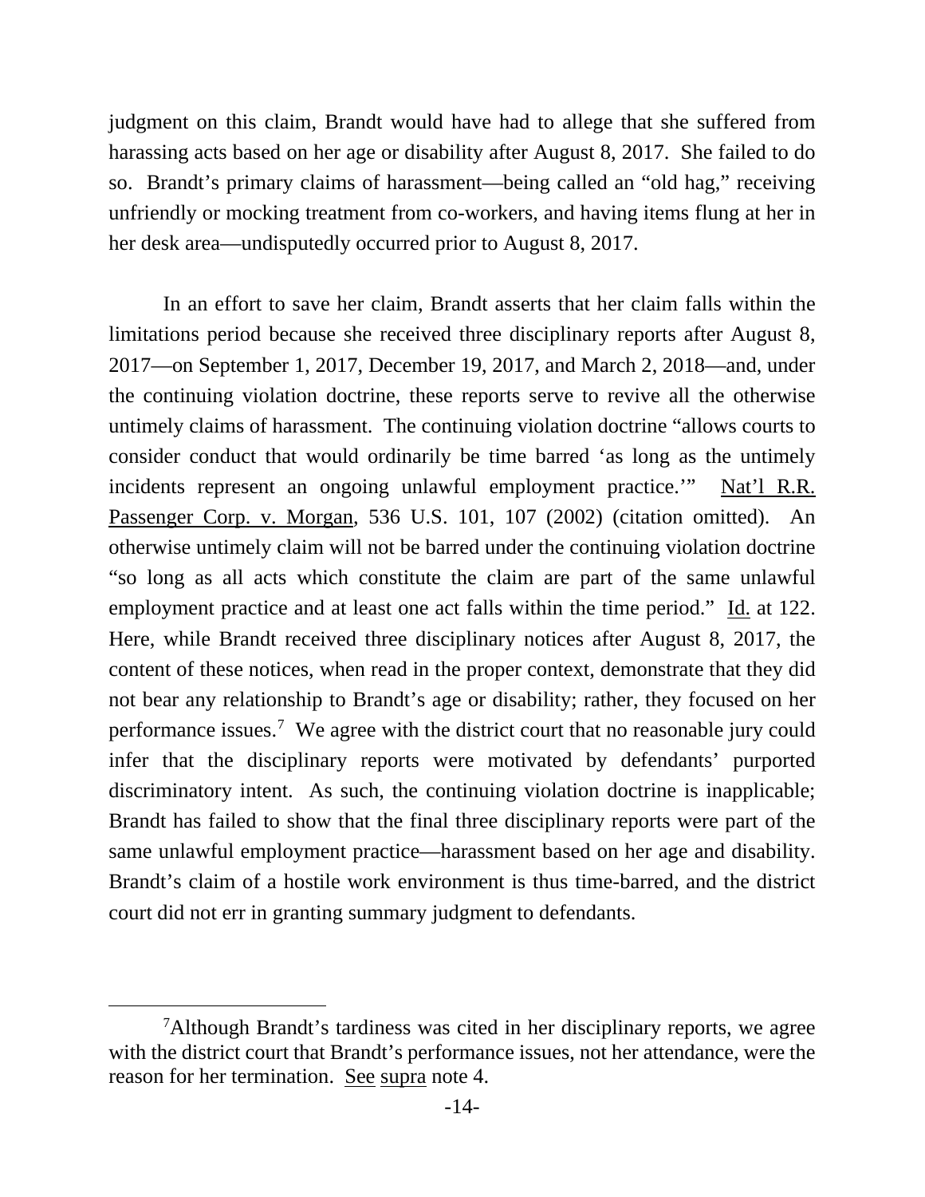judgment on this claim, Brandt would have had to allege that she suffered from harassing acts based on her age or disability after August 8, 2017. She failed to do so. Brandt's primary claims of harassment—being called an "old hag," receiving unfriendly or mocking treatment from co-workers, and having items flung at her in her desk area—undisputedly occurred prior to August 8, 2017.

In an effort to save her claim, Brandt asserts that her claim falls within the limitations period because she received three disciplinary reports after August 8, 2017—on September 1, 2017, December 19, 2017, and March 2, 2018—and, under the continuing violation doctrine, these reports serve to revive all the otherwise untimely claims of harassment. The continuing violation doctrine "allows courts to consider conduct that would ordinarily be time barred 'as long as the untimely incidents represent an ongoing unlawful employment practice.'" Nat'l R.R. Passenger Corp. v. Morgan, 536 U.S. 101, 107 (2002) (citation omitted). An otherwise untimely claim will not be barred under the continuing violation doctrine "so long as all acts which constitute the claim are part of the same unlawful employment practice and at least one act falls within the time period." Id. at 122. Here, while Brandt received three disciplinary notices after August 8, 2017, the content of these notices, when read in the proper context, demonstrate that they did not bear any relationship to Brandt's age or disability; rather, they focused on her performance issues.[7] We agree with the district court that no reasonable jury could infer that the disciplinary reports were motivated by defendants' purported discriminatory intent. As such, the continuing violation doctrine is inapplicable; Brandt has failed to show that the final three disciplinary reports were part of the same unlawful employment practice—harassment based on her age and disability. Brandt's claim of a hostile work environment is thus time-barred, and the district court did not err in granting summary judgment to defendants.

[7]Although Brandt's tardiness was cited in her disciplinary reports, we agree with the district court that Brandt's performance issues, not her attendance, were the reason for her termination. See supra note 4.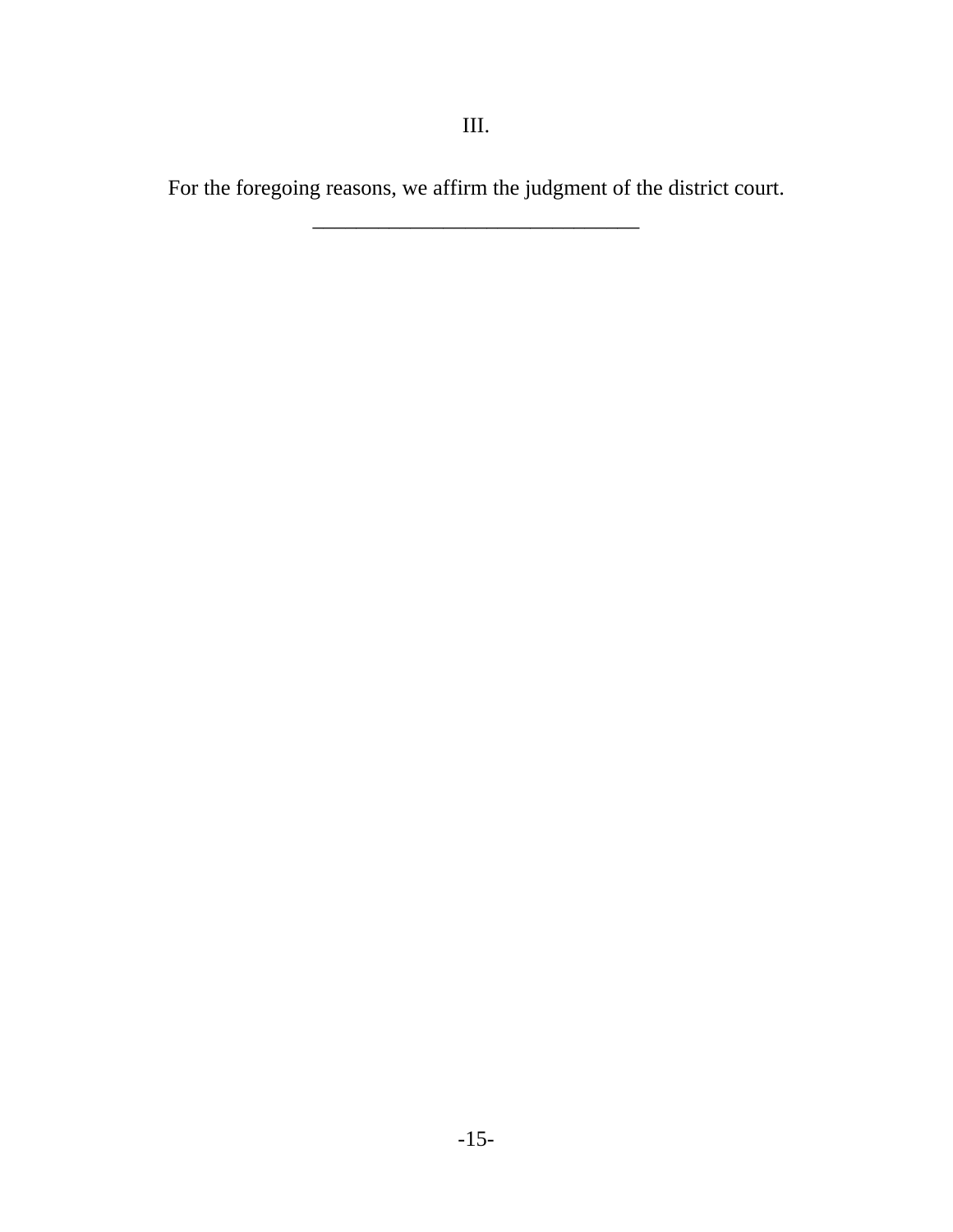III.

For the foregoing reasons, we affirm the judgment of the district court.

______________________________